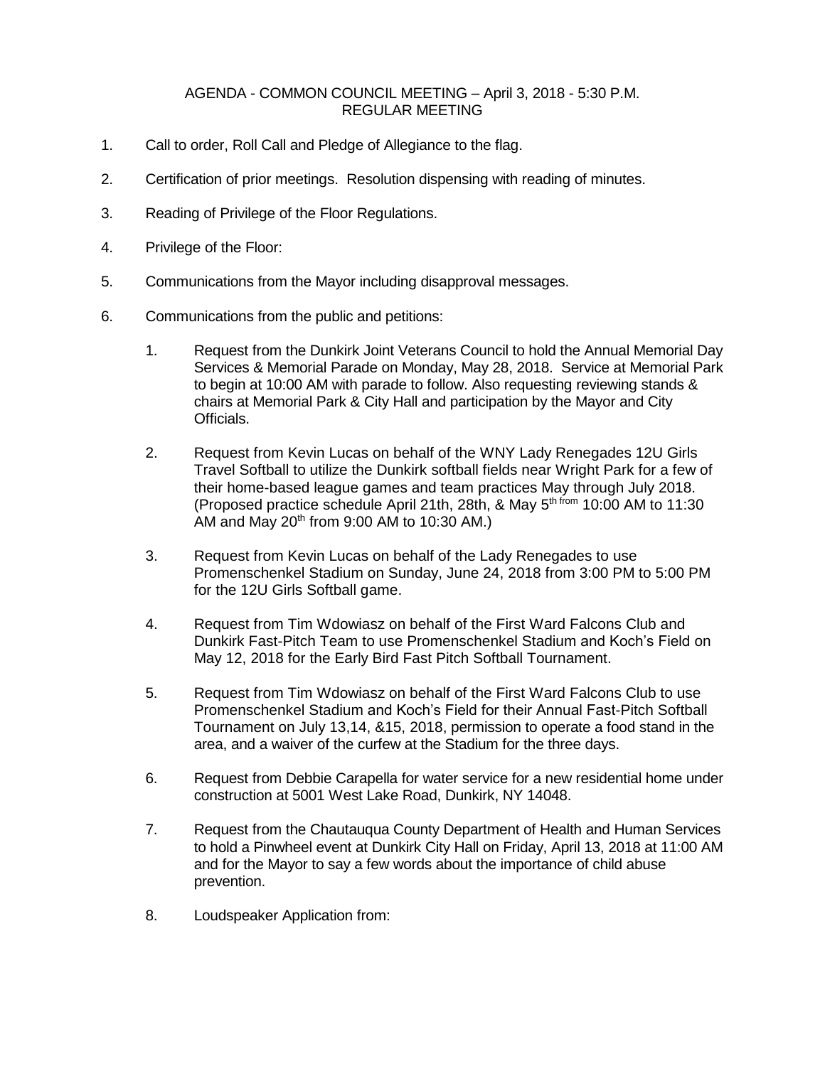# AGENDA - COMMON COUNCIL MEETING – April 3, 2018 - 5:30 P.M.
## REGULAR MEETING

1. Call to order, Roll Call and Pledge of Allegiance to the flag.

2. Certification of prior meetings. Resolution dispensing with reading of minutes.

3. Reading of Privilege of the Floor Regulations.

4. Privilege of the Floor:

5. Communications from the Mayor including disapproval messages.

6. Communications from the public and petitions:

    1. Request from the Dunkirk Joint Veterans Council to hold the Annual Memorial Day Services & Memorial Parade on Monday, May 28, 2018. Service at Memorial Park to begin at 10:00 AM with parade to follow. Also requesting reviewing stands & chairs at Memorial Park & City Hall and participation by the Mayor and City Officials.

    2. Request from Kevin Lucas on behalf of the WNY Lady Renegades 12U Girls Travel Softball to utilize the Dunkirk softball fields near Wright Park for a few of their home-based league games and team practices May through July 2018. (Proposed practice schedule April 21th, 28th, & May 5th from 10:00 AM to 11:30 AM and May 20th from 9:00 AM to 10:30 AM.)

    3. Request from Kevin Lucas on behalf of the Lady Renegades to use Promenschenkel Stadium on Sunday, June 24, 2018 from 3:00 PM to 5:00 PM for the 12U Girls Softball game.

    4. Request from Tim Wdowiasz on behalf of the First Ward Falcons Club and Dunkirk Fast-Pitch Team to use Promenschenkel Stadium and Koch's Field on May 12, 2018 for the Early Bird Fast Pitch Softball Tournament.

    5. Request from Tim Wdowiasz on behalf of the First Ward Falcons Club to use Promenschenkel Stadium and Koch's Field for their Annual Fast-Pitch Softball Tournament on July 13,14, &15, 2018, permission to operate a food stand in the area, and a waiver of the curfew at the Stadium for the three days.

    6. Request from Debbie Carapella for water service for a new residential home under construction at 5001 West Lake Road, Dunkirk, NY 14048.

    7. Request from the Chautauqua County Department of Health and Human Services to hold a Pinwheel event at Dunkirk City Hall on Friday, April 13, 2018 at 11:00 AM and for the Mayor to say a few words about the importance of child abuse prevention.

    8. Loudspeaker Application from: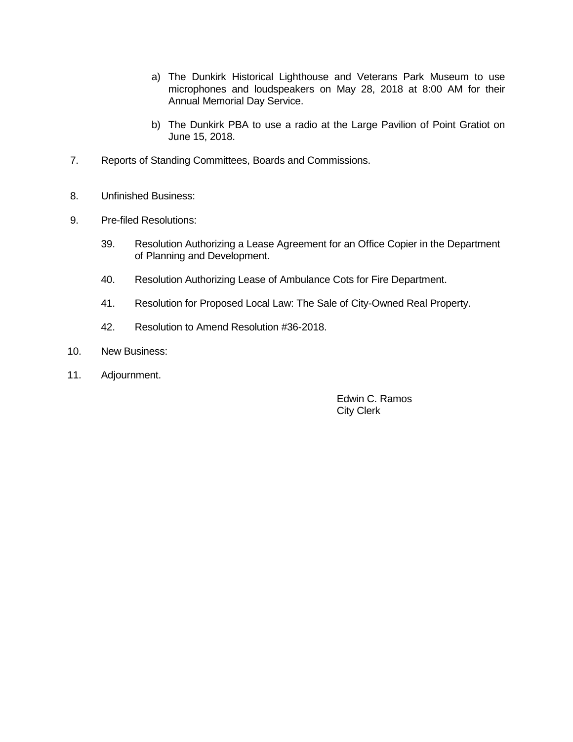a) The Dunkirk Historical Lighthouse and Veterans Park Museum to use microphones and loudspeakers on May 28, 2018 at 8:00 AM for their Annual Memorial Day Service.

b) The Dunkirk PBA to use a radio at the Large Pavilion of Point Gratiot on June 15, 2018.

7. Reports of Standing Committees, Boards and Commissions.

8. Unfinished Business:

9. Pre-filed Resolutions:

   39. Resolution Authorizing a Lease Agreement for an Office Copier in the Department of Planning and Development.

   40. Resolution Authorizing Lease of Ambulance Cots for Fire Department.

   41. Resolution for Proposed Local Law: The Sale of City-Owned Real Property.

   42. Resolution to Amend Resolution #36-2018.

10. New Business:

11. Adjournment.

Edwin C. Ramos
City Clerk